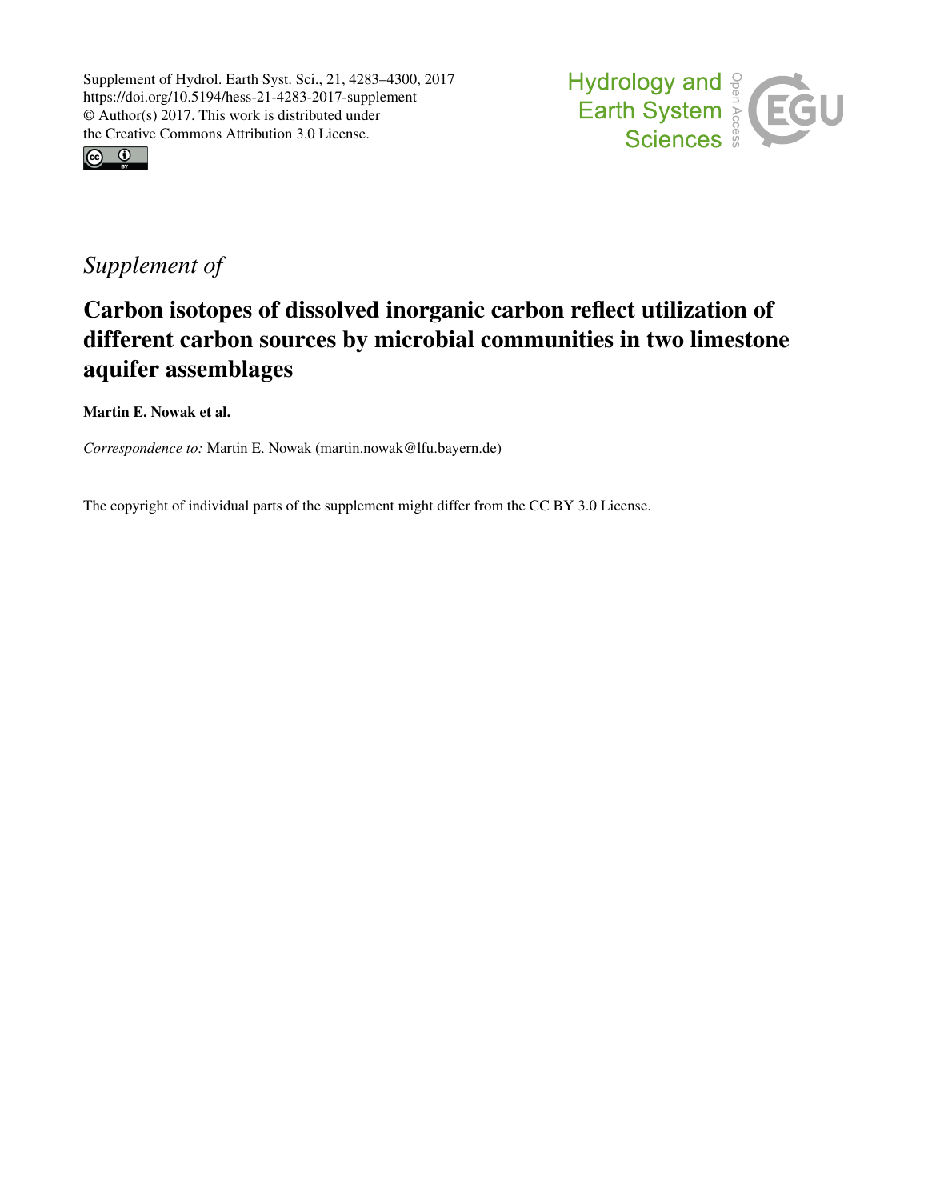Supplement of Hydrol. Earth Syst. Sci., 21, 4283–4300, 2017
https://doi.org/10.5194/hess-21-4283-2017-supplement
© Author(s) 2017. This work is distributed under
the Creative Commons Attribution 3.0 License.

*Supplement of*

# Carbon isotopes of dissolved inorganic carbon reflect utilization of different carbon sources by microbial communities in two limestone aquifer assemblages

**Martin E. Nowak et al.**

*Correspondence to:* Martin E. Nowak (martin.nowak@lfu.bayern.de)

The copyright of individual parts of the supplement might differ from the CC BY 3.0 License.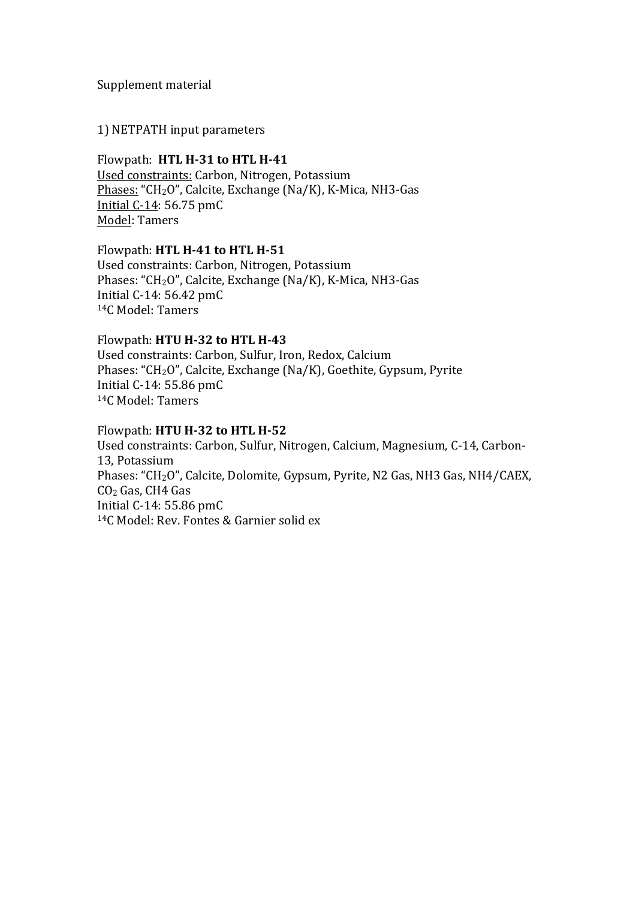Supplement material

1) NETPATH input parameters

Flowpath: **HTL H-31 to HTL H-41**
Used constraints: Carbon, Nitrogen, Potassium
Phases: "$CH_2O$", Calcite, Exchange (Na/K), K-Mica, NH3-Gas
Initial C-14: 56.75 pmC
Model: Tamers

Flowpath: **HTL H-41 to HTL H-51**
Used constraints: Carbon, Nitrogen, Potassium
Phases: "$CH_2O$", Calcite, Exchange (Na/K), K-Mica, NH3-Gas
Initial C-14: 56.42 pmC
$^{14}C$ Model: Tamers

Flowpath: **HTU H-32 to HTL H-43**
Used constraints: Carbon, Sulfur, Iron, Redox, Calcium
Phases: "$CH_2O$", Calcite, Exchange (Na/K), Goethite, Gypsum, Pyrite
Initial C-14: 55.86 pmC
$^{14}C$ Model: Tamers

Flowpath: **HTU H-32 to HTL H-52**
Used constraints: Carbon, Sulfur, Nitrogen, Calcium, Magnesium, C-14, Carbon-13, Potassium
Phases: "$CH_2O$", Calcite, Dolomite, Gypsum, Pyrite, N2 Gas, NH3 Gas, NH4/CAEX, $CO_2$ Gas, CH4 Gas
Initial C-14: 55.86 pmC
$^{14}C$ Model: Rev. Fontes & Garnier solid ex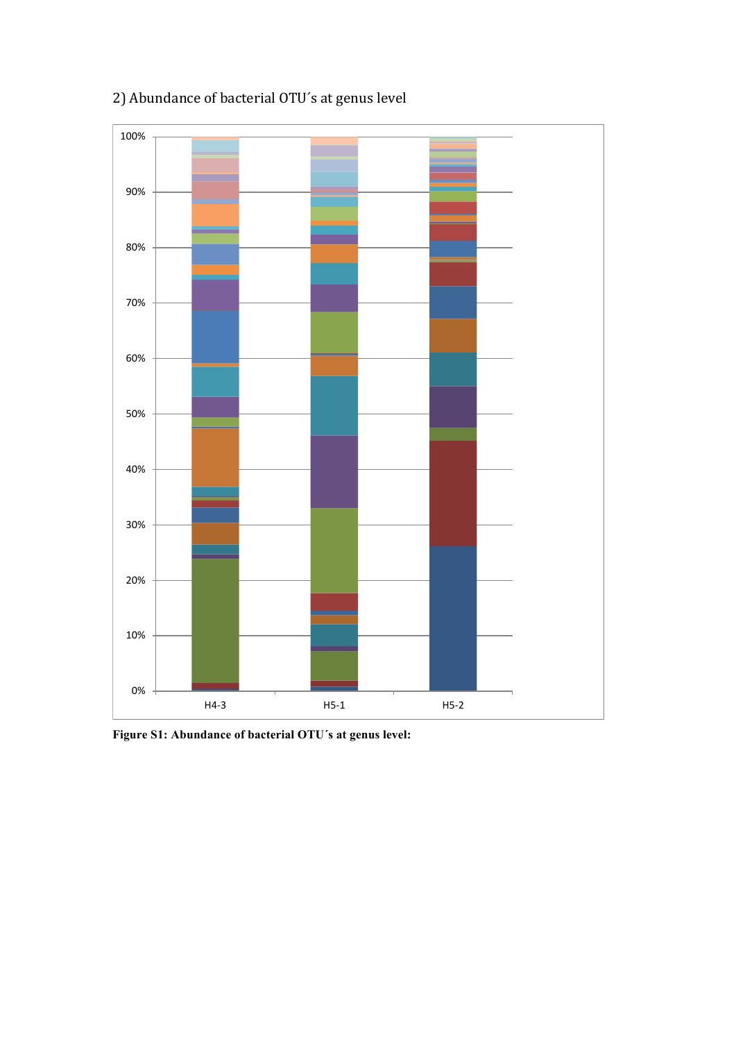2) Abundance of bacterial OTU´s at genus level

**Figure S1: Abundance of bacterial OTU´s at genus level:**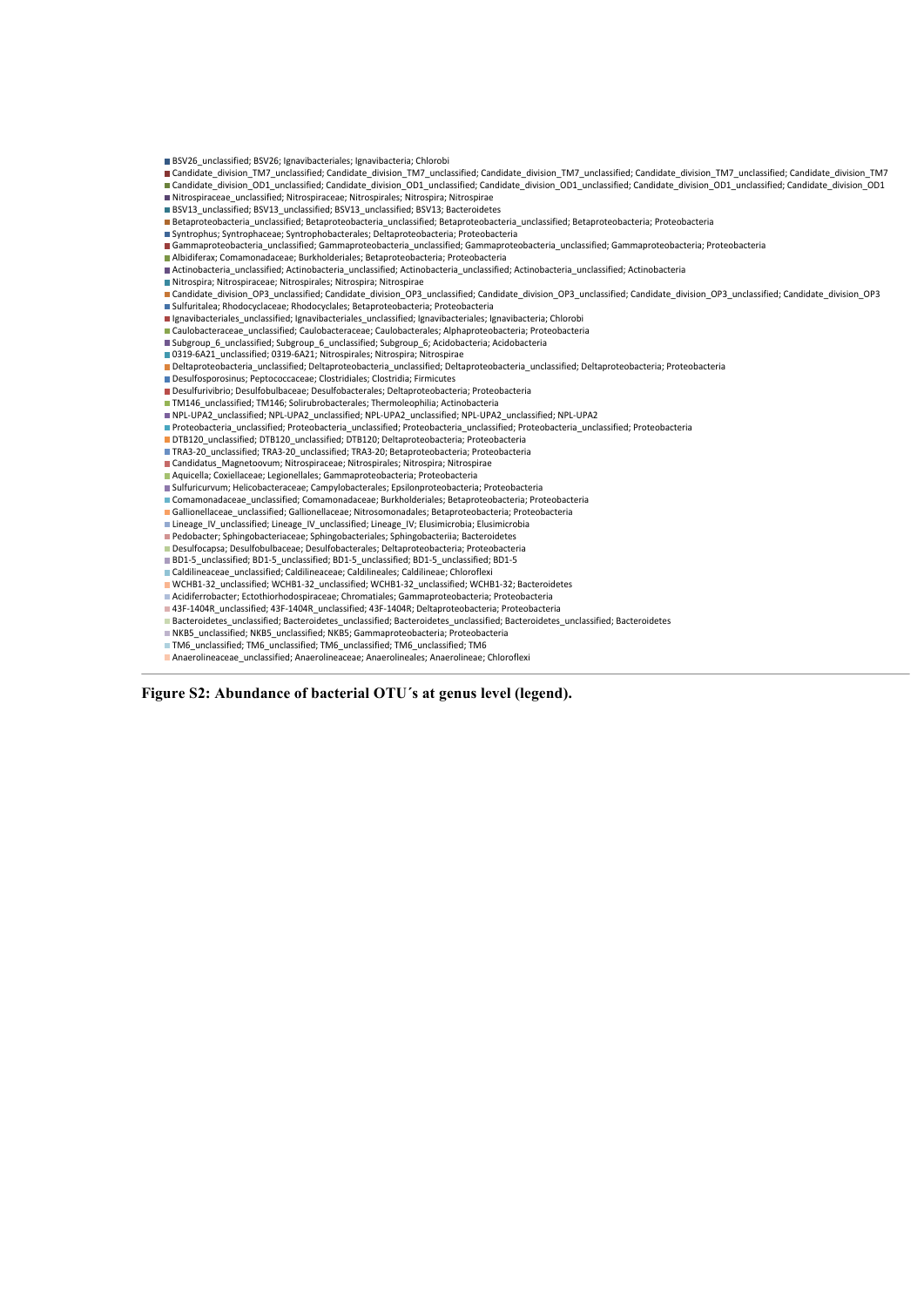- BSV26_unclassified; BSV26; Ignavibacteriales; Ignavibacteria; Chlorobi
- Candidate_division_TM7_unclassified; Candidate_division_TM7_unclassified; Candidate_division_TM7_unclassified; Candidate_division_TM7_unclassified; Candidate_division_TM7
- Candidate_division_OD1_unclassified; Candidate_division_OD1_unclassified; Candidate_division_OD1_unclassified; Candidate_division_OD1_unclassified; Candidate_division_OD1
- Nitrospiraceae_unclassified; Nitrospiraceae; Nitrospirales; Nitrospira; Nitrospirae
- BSV13_unclassified; BSV13_unclassified; BSV13_unclassified; BSV13; Bacteroidetes
- Betaproteobacteria_unclassified; Betaproteobacteria_unclassified; Betaproteobacteria_unclassified; Betaproteobacteria; Proteobacteria
- Syntrophus; Syntrophaceae; Syntrophobacterales; Deltaproteobacteria; Proteobacteria
- Gammaproteobacteria_unclassified; Gammaproteobacteria_unclassified; Gammaproteobacteria_unclassified; Gammaproteobacteria; Proteobacteria
- Albidiferax; Comamonadaceae; Burkholderiales; Betaproteobacteria; Proteobacteria
- Actinobacteria_unclassified; Actinobacteria_unclassified; Actinobacteria_unclassified; Actinobacteria_unclassified; Actinobacteria
- Nitrospira; Nitrospiraceae; Nitrospirales; Nitrospira; Nitrospirae
- Candidate_division_OP3_unclassified; Candidate_division_OP3_unclassified; Candidate_division_OP3_unclassified; Candidate_division_OP3_unclassified; Candidate_division_OP3
- Sulfuritalea; Rhodocyclaceae; Rhodocyclales; Betaproteobacteria; Proteobacteria
- Ignavibacteriales_unclassified; Ignavibacteriales_unclassified; Ignavibacteriales; Ignavibacteria; Chlorobi
- Caulobacteraceae_unclassified; Caulobacteraceae; Caulobacterales; Alphaproteobacteria; Proteobacteria
- Subgroup_6_unclassified; Subgroup_6_unclassified; Subgroup_6; Acidobacteria; Acidobacteria
- 0319-6A21_unclassified; 0319-6A21; Nitrospirales; Nitrospira; Nitrospirae
- Deltaproteobacteria_unclassified; Deltaproteobacteria_unclassified; Deltaproteobacteria_unclassified; Deltaproteobacteria; Proteobacteria
- Desulfosporosinus; Peptococcaceae; Clostridiales; Clostridia; Firmicutes
- Desulfurivibrio; Desulfobulbaceae; Desulfobacterales; Deltaproteobacteria; Proteobacteria
- TM146_unclassified; TM146; Solirubrobacterales; Thermoleophilia; Actinobacteria
- NPL-UPA2_unclassified; NPL-UPA2_unclassified; NPL-UPA2_unclassified; NPL-UPA2_unclassified; NPL-UPA2
- Proteobacteria_unclassified; Proteobacteria_unclassified; Proteobacteria_unclassified; Proteobacteria_unclassified; Proteobacteria
- DTB120_unclassified; DTB120_unclassified; DTB120; Deltaproteobacteria; Proteobacteria
- TRA3-20_unclassified; TRA3-20_unclassified; TRA3-20; Betaproteobacteria; Proteobacteria
- Candidatus_Magnetoovum; Nitrospiraceae; Nitrospirales; Nitrospira; Nitrospirae
- Aquicella; Coxiellaceae; Legionellales; Gammaproteobacteria; Proteobacteria
- Sulfuricurvum; Helicobacteraceae; Campylobacterales; Epsilonproteobacteria; Proteobacteria
- Comamonadaceae_unclassified; Comamonadaceae; Burkholderiales; Betaproteobacteria; Proteobacteria
- Gallionellaceae_unclassified; Gallionellaceae; Nitrosomonadales; Betaproteobacteria; Proteobacteria
- Lineage_IV_unclassified; Lineage_IV_unclassified; Lineage_IV; Elusimicrobia; Elusimicrobia
- Pedobacter; Sphingobacteriaceae; Sphingobacteriales; Sphingobacteriia; Bacteroidetes
- Desulfocapsa; Desulfobulbaceae; Desulfobacterales; Deltaproteobacteria; Proteobacteria
- BD1-5_unclassified; BD1-5_unclassified; BD1-5_unclassified; BD1-5_unclassified; BD1-5
- Caldilineaceae_unclassified; Caldilineaceae; Caldilineales; Caldilineae; Chloroflexi
- WCHB1-32_unclassified; WCHB1-32_unclassified; WCHB1-32_unclassified; WCHB1-32; Bacteroidetes
- Acidiferrobacter; Ectothiorhodospiraceae; Chromatiales; Gammaproteobacteria; Proteobacteria
- 43F-1404R_unclassified; 43F-1404R_unclassified; 43F-1404R; Deltaproteobacteria; Proteobacteria
- Bacteroidetes_unclassified; Bacteroidetes_unclassified; Bacteroidetes_unclassified; Bacteroidetes_unclassified; Bacteroidetes
- NKB5_unclassified; NKB5_unclassified; NKB5; Gammaproteobacteria; Proteobacteria
- TM6_unclassified; TM6_unclassified; TM6_unclassified; TM6_unclassified; TM6
- Anaerolineaceae_unclassified; Anaerolineaceae; Anaerolineales; Anaerolineae; Chloroflexi

**Figure S2: Abundance of bacterial OTU´s at genus level (legend).**